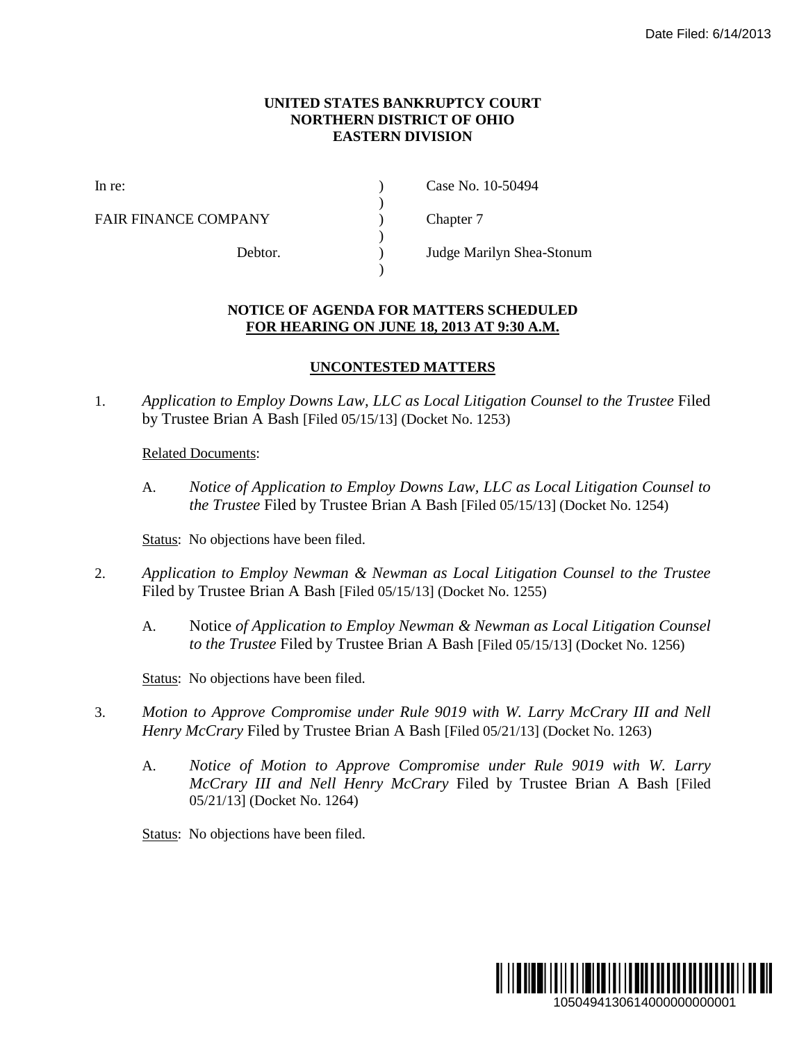Date Filed: 6/14/2013

**UNITED STATES BANKRUPTCY COURT**
**NORTHERN DISTRICT OF OHIO**
**EASTERN DIVISION**

| | | |
|---|---|---|
| In re: | ) | Case No. 10-50494 |
| | ) | |
| FAIR FINANCE COMPANY | ) | Chapter 7 |
| | ) | |
| Debtor. | ) | Judge Marilyn Shea-Stonum |
| | ) | |

**NOTICE OF AGENDA FOR MATTERS SCHEDULED**
**FOR HEARING ON JUNE 18, 2013 AT 9:30 A.M.**

**UNCONTESTED MATTERS**

1. *Application to Employ Downs Law, LLC as Local Litigation Counsel to the Trustee* Filed by Trustee Brian A Bash [Filed 05/15/13] (Docket No. 1253)

   Related Documents:

   A. *Notice of Application to Employ Downs Law, LLC as Local Litigation Counsel to the Trustee* Filed by Trustee Brian A Bash [Filed 05/15/13] (Docket No. 1254)

   Status: No objections have been filed.

2. *Application to Employ Newman & Newman as Local Litigation Counsel to the Trustee* Filed by Trustee Brian A Bash [Filed 05/15/13] (Docket No. 1255)

   A. Notice *of Application to Employ Newman & Newman as Local Litigation Counsel to the Trustee* Filed by Trustee Brian A Bash [Filed 05/15/13] (Docket No. 1256)

   Status: No objections have been filed.

3. *Motion to Approve Compromise under Rule 9019 with W. Larry McCrary III and Nell Henry McCrary* Filed by Trustee Brian A Bash [Filed 05/21/13] (Docket No. 1263)

   A. *Notice of Motion to Approve Compromise under Rule 9019 with W. Larry McCrary III and Nell Henry McCrary* Filed by Trustee Brian A Bash [Filed 05/21/13] (Docket No. 1264)

   Status: No objections have been filed.

1050494130614000000000001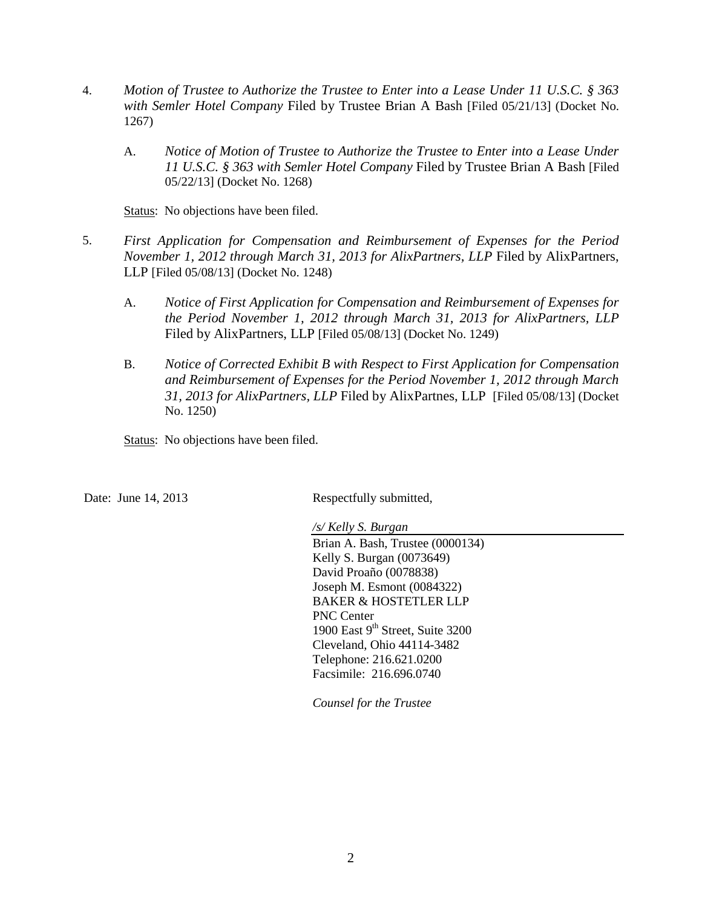4. *Motion of Trustee to Authorize the Trustee to Enter into a Lease Under 11 U.S.C. § 363 with Semler Hotel Company* Filed by Trustee Brian A Bash [Filed 05/21/13] (Docket No. 1267)

   A. *Notice of Motion of Trustee to Authorize the Trustee to Enter into a Lease Under 11 U.S.C. § 363 with Semler Hotel Company* Filed by Trustee Brian A Bash [Filed 05/22/13] (Docket No. 1268)

   Status: No objections have been filed.

5. *First Application for Compensation and Reimbursement of Expenses for the Period November 1, 2012 through March 31, 2013 for AlixPartners, LLP* Filed by AlixPartners, LLP [Filed 05/08/13] (Docket No. 1248)

   A. *Notice of First Application for Compensation and Reimbursement of Expenses for the Period November 1, 2012 through March 31, 2013 for AlixPartners, LLP* Filed by AlixPartners, LLP [Filed 05/08/13] (Docket No. 1249)

   B. *Notice of Corrected Exhibit B with Respect to First Application for Compensation and Reimbursement of Expenses for the Period November 1, 2012 through March 31, 2013 for AlixPartners, LLP* Filed by AlixPartnes, LLP [Filed 05/08/13] (Docket No. 1250)

   Status: No objections have been filed.

Date: June 14, 2013

Respectfully submitted,

*/s/ Kelly S. Burgan*

Brian A. Bash, Trustee (0000134)
Kelly S. Burgan (0073649)
David Proaño (0078838)
Joseph M. Esmont (0084322)
BAKER & HOSTETLER LLP
PNC Center
1900 East 9th Street, Suite 3200
Cleveland, Ohio 44114-3482
Telephone: 216.621.0200
Facsimile: 216.696.0740

*Counsel for the Trustee*